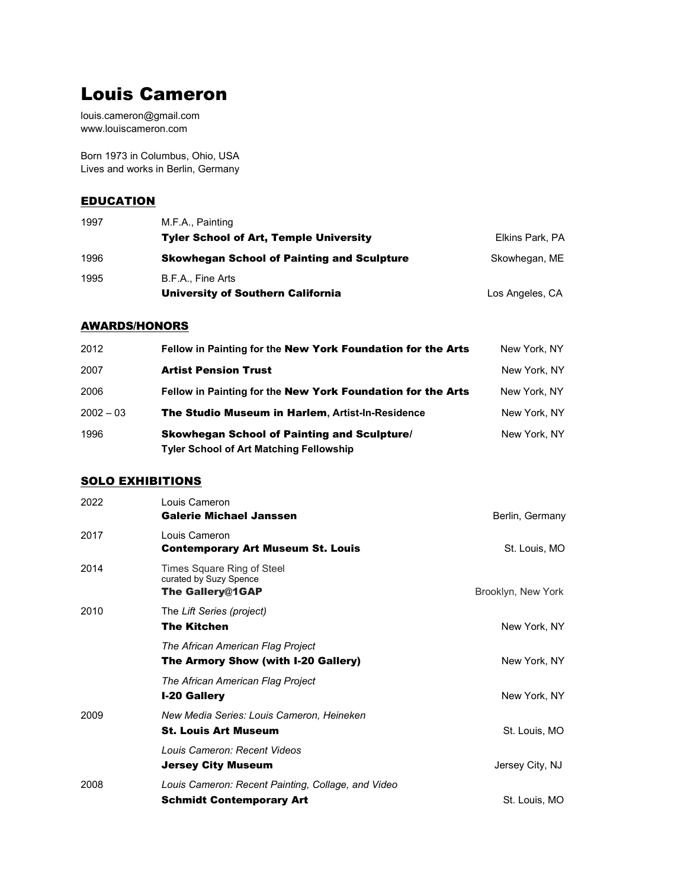# Louis Cameron

louis.cameron@gmail.com
www.louiscameron.com

Born 1973 in Columbus, Ohio, USA
Lives and works in Berlin, Germany

## EDUCATION

| | | |
|---|---|---|
| 1997 | M.F.A., Painting<br>**Tyler School of Art, Temple University** | Elkins Park, PA |
| 1996 | **Skowhegan School of Painting and Sculpture** | Skowhegan, ME |
| 1995 | B.F.A., Fine Arts<br>**University of Southern California** | Los Angeles, CA |

## AWARDS/HONORS

| | | |
|---|---|---|
| 2012 | **Fellow in Painting for the New York Foundation for the Arts** | New York, NY |
| 2007 | **Artist Pension Trust** | New York, NY |
| 2006 | **Fellow in Painting for the New York Foundation for the Arts** | New York, NY |
| 2002 – 03 | **The Studio Museum in Harlem, Artist-In-Residence** | New York, NY |
| 1996 | **Skowhegan School of Painting and Sculpture/<br>Tyler School of Art Matching Fellowship** | New York, NY |

## SOLO EXHIBITIONS

| | | |
|---|---|---|
| 2022 | Louis Cameron<br>**Galerie Michael Janssen** | Berlin, Germany |
| 2017 | Louis Cameron<br>**Contemporary Art Museum St. Louis** | St. Louis, MO |
| 2014 | Times Square Ring of Steel<br>curated by Suzy Spence<br>**The Gallery@1GAP** | Brooklyn, New York |
| 2010 | The *Lift Series (project)*<br>**The Kitchen** | New York, NY |
| | *The African American Flag Project*<br>**The Armory Show (with I-20 Gallery)** | New York, NY |
| | *The African American Flag Project*<br>**I-20 Gallery** | New York, NY |
| 2009 | *New Media Series: Louis Cameron, Heineken*<br>**St. Louis Art Museum** | St. Louis, MO |
| | *Louis Cameron: Recent Videos*<br>**Jersey City Museum** | Jersey City, NJ |
| 2008 | *Louis Cameron: Recent Painting, Collage, and Video*<br>**Schmidt Contemporary Art** | St. Louis, MO |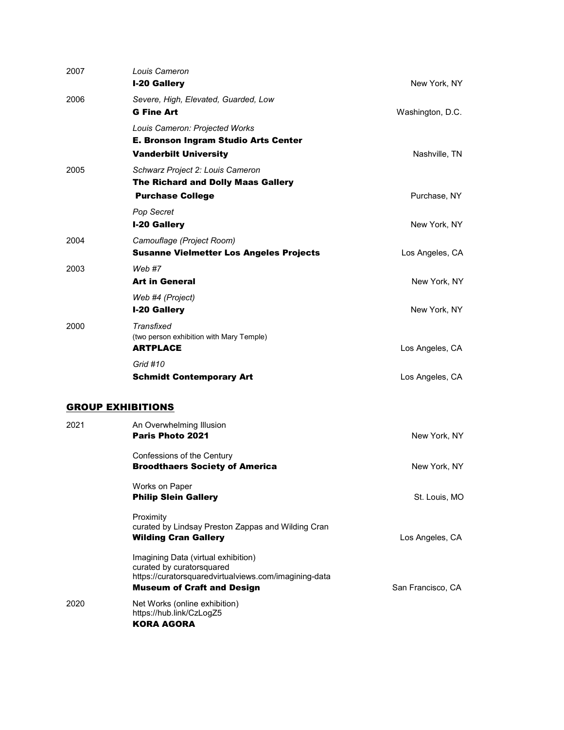2007 *Louis Cameron*
**I-20 Gallery** New York, NY

2006 *Severe, High, Elevated, Guarded, Low*
**G Fine Art** Washington, D.C.

*Louis Cameron: Projected Works*
**E. Bronson Ingram Studio Arts Center**
**Vanderbilt University** Nashville, TN

2005 *Schwarz Project 2: Louis Cameron*
**The Richard and Dolly Maas Gallery**
**Purchase College** Purchase, NY

*Pop Secret*
**I-20 Gallery** New York, NY

2004 *Camouflage (Project Room)*
**Susanne Vielmetter Los Angeles Projects** Los Angeles, CA

2003 *Web #7*
**Art in General** New York, NY

*Web #4 (Project)*
**I-20 Gallery** New York, NY

2000 *Transfixed*
(two person exhibition with Mary Temple)
**ARTPLACE** Los Angeles, CA

*Grid #10*
**Schmidt Contemporary Art** Los Angeles, CA

## GROUP EXHIBITIONS

2021 An Overwhelming Illusion
**Paris Photo 2021** New York, NY

Confessions of the Century
**Broodthaers Society of America** New York, NY

Works on Paper
**Philip Slein Gallery** St. Louis, MO

Proximity
curated by Lindsay Preston Zappas and Wilding Cran
**Wilding Cran Gallery** Los Angeles, CA

Imagining Data (virtual exhibition)
curated by curatorsquared
https://curatorsquaredvirtualviews.com/imagining-data
**Museum of Craft and Design** San Francisco, CA

2020 Net Works (online exhibition)
https://hub.link/CzLogZ5
**KORA AGORA**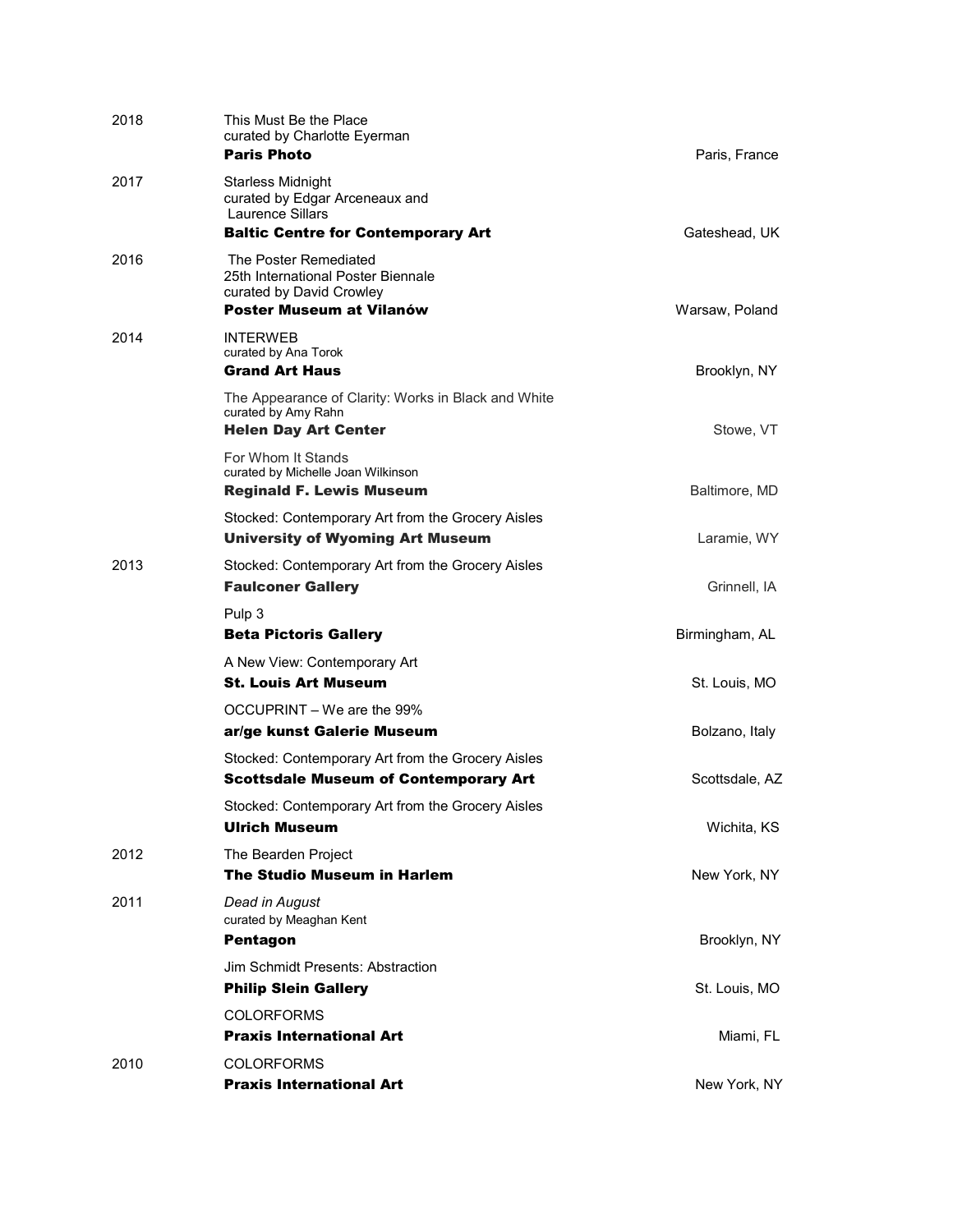| | | |
|---|---|---|
| 2018 | This Must Be the Place<br>curated by Charlotte Eyerman<br>**Paris Photo** | Paris, France |
| 2017 | Starless Midnight<br>curated by Edgar Arceneaux and Laurence Sillars<br>**Baltic Centre for Contemporary Art** | Gateshead, UK |
| 2016 | The Poster Remediated<br>25th International Poster Biennale<br>curated by David Crowley<br>**Poster Museum at Vilanów** | Warsaw, Poland |
| 2014 | INTERWEB<br>curated by Ana Torok<br>**Grand Art Haus** | Brooklyn, NY |
| | The Appearance of Clarity: Works in Black and White<br>curated by Amy Rahn<br>**Helen Day Art Center** | Stowe, VT |
| | For Whom It Stands<br>curated by Michelle Joan Wilkinson<br>**Reginald F. Lewis Museum** | Baltimore, MD |
| | Stocked: Contemporary Art from the Grocery Aisles<br>**University of Wyoming Art Museum** | Laramie, WY |
| 2013 | Stocked: Contemporary Art from the Grocery Aisles<br>**Faulconer Gallery** | Grinnell, IA |
| | Pulp 3<br>**Beta Pictoris Gallery** | Birmingham, AL |
| | A New View: Contemporary Art<br>**St. Louis Art Museum** | St. Louis, MO |
| | OCCUPRINT – We are the 99%<br>**ar/ge kunst Galerie Museum** | Bolzano, Italy |
| | Stocked: Contemporary Art from the Grocery Aisles<br>**Scottsdale Museum of Contemporary Art** | Scottsdale, AZ |
| | Stocked: Contemporary Art from the Grocery Aisles<br>**Ulrich Museum** | Wichita, KS |
| 2012 | The Bearden Project<br>**The Studio Museum in Harlem** | New York, NY |
| 2011 | *Dead in August*<br>curated by Meaghan Kent<br>**Pentagon** | Brooklyn, NY |
| | Jim Schmidt Presents: Abstraction<br>**Philip Slein Gallery** | St. Louis, MO |
| | COLORFORMS<br>**Praxis International Art** | Miami, FL |
| 2010 | COLORFORMS<br>**Praxis International Art** | New York, NY |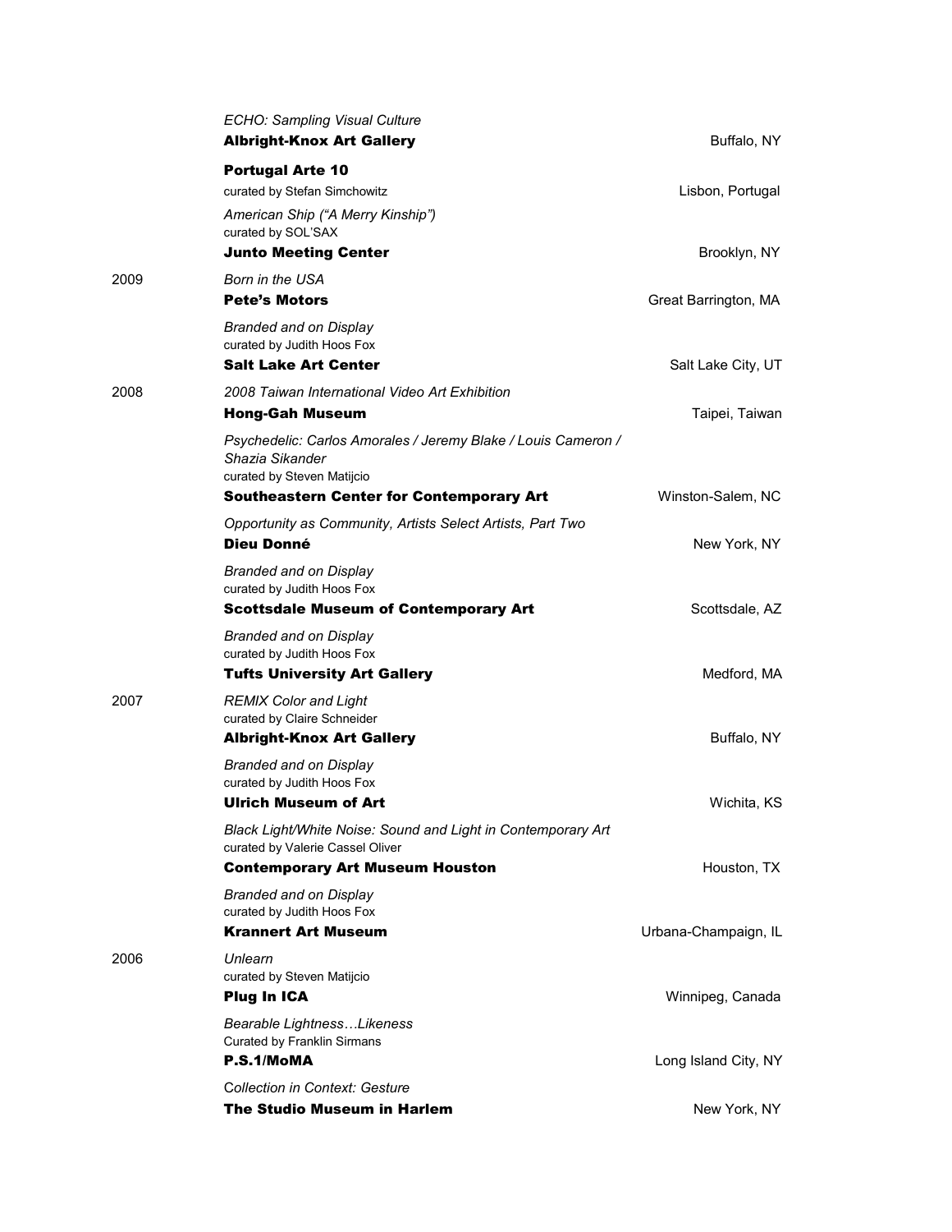*ECHO: Sampling Visual Culture*
**Albright-Knox Art Gallery** — Buffalo, NY

**Portugal Arte 10**
curated by Stefan Simchowitz — Lisbon, Portugal

*American Ship ("A Merry Kinship")*
curated by SOL'SAX
**Junto Meeting Center** — Brooklyn, NY

**2009**

*Born in the USA*
**Pete's Motors** — Great Barrington, MA

*Branded and on Display*
curated by Judith Hoos Fox
**Salt Lake Art Center** — Salt Lake City, UT

**2008**

*2008 Taiwan International Video Art Exhibition*
**Hong-Gah Museum** — Taipei, Taiwan

*Psychedelic: Carlos Amorales / Jeremy Blake / Louis Cameron / Shazia Sikander*
curated by Steven Matijcio
**Southeastern Center for Contemporary Art** — Winston-Salem, NC

*Opportunity as Community, Artists Select Artists, Part Two*
**Dieu Donné** — New York, NY

*Branded and on Display*
curated by Judith Hoos Fox
**Scottsdale Museum of Contemporary Art** — Scottsdale, AZ

*Branded and on Display*
curated by Judith Hoos Fox
**Tufts University Art Gallery** — Medford, MA

**2007**

*REMIX Color and Light*
curated by Claire Schneider
**Albright-Knox Art Gallery** — Buffalo, NY

*Branded and on Display*
curated by Judith Hoos Fox
**Ulrich Museum of Art** — Wichita, KS

*Black Light/White Noise: Sound and Light in Contemporary Art*
curated by Valerie Cassel Oliver
**Contemporary Art Museum Houston** — Houston, TX

*Branded and on Display*
curated by Judith Hoos Fox
**Krannert Art Museum** — Urbana-Champaign, IL

**2006**

*Unlearn*
curated by Steven Matijcio
**Plug In ICA** — Winnipeg, Canada

*Bearable Lightness…Likeness*
Curated by Franklin Sirmans
**P.S.1/MoMA** — Long Island City, NY

*Collection in Context: Gesture*
**The Studio Museum in Harlem** — New York, NY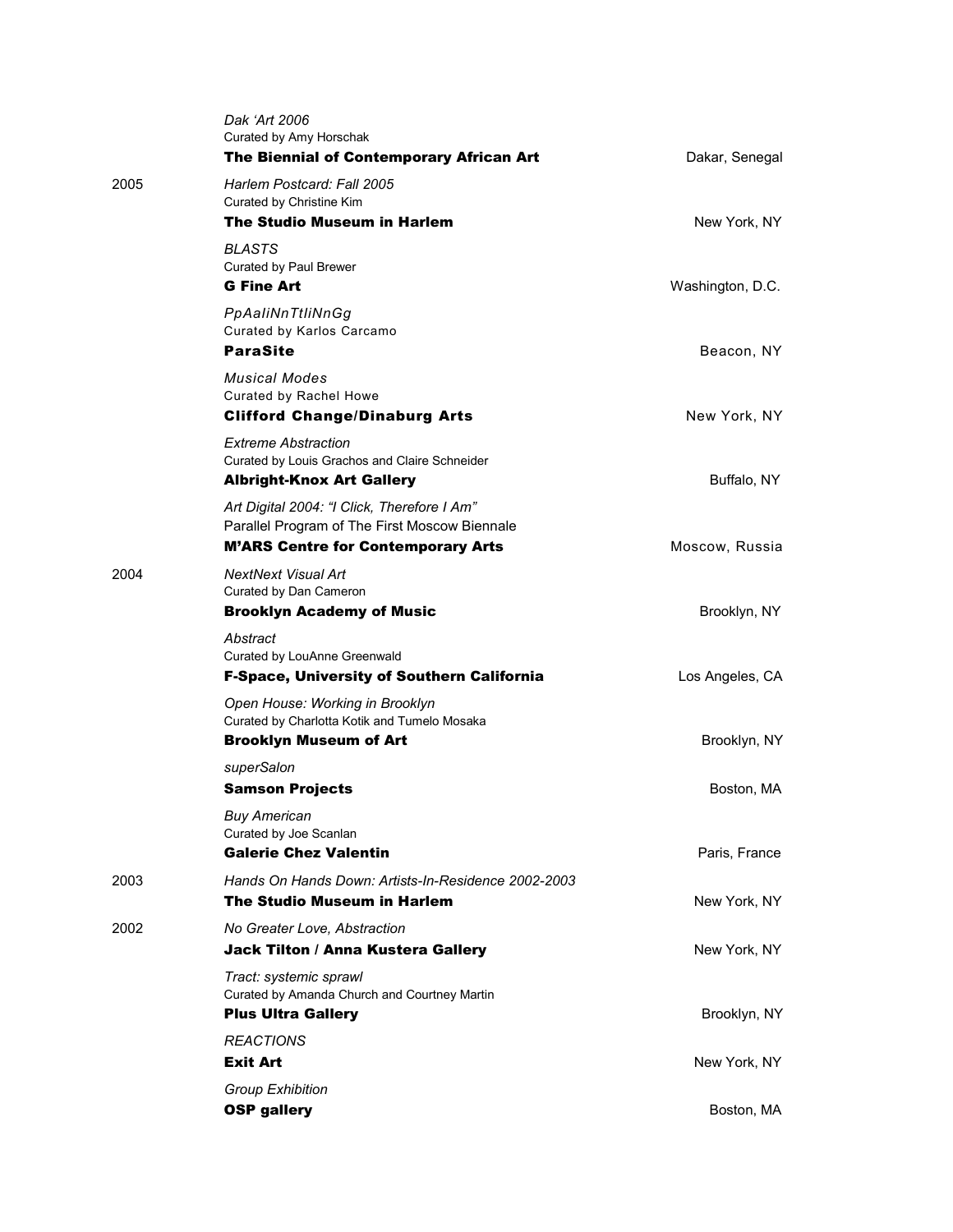| | | |
|---|---|---|
| | *Dak 'Art 2006*<br>Curated by Amy Horschak<br>**The Biennial of Contemporary African Art** | Dakar, Senegal |
| 2005 | *Harlem Postcard: Fall 2005*<br>Curated by Christine Kim<br>**The Studio Museum in Harlem** | New York, NY |
| | *BLASTS*<br>Curated by Paul Brewer<br>**G Fine Art** | Washington, D.C. |
| | *PpAaIiNnTtIiNnGg*<br>Curated by Karlos Carcamo<br>**ParaSite** | Beacon, NY |
| | *Musical Modes*<br>Curated by Rachel Howe<br>**Clifford Change/Dinaburg Arts** | New York, NY |
| | *Extreme Abstraction*<br>Curated by Louis Grachos and Claire Schneider<br>**Albright-Knox Art Gallery** | Buffalo, NY |
| | *Art Digital 2004: "I Click, Therefore I Am"*<br>Parallel Program of The First Moscow Biennale<br>**M'ARS Centre for Contemporary Arts** | Moscow, Russia |
| 2004 | *NextNext Visual Art*<br>Curated by Dan Cameron<br>**Brooklyn Academy of Music** | Brooklyn, NY |
| | *Abstract*<br>Curated by LouAnne Greenwald<br>**F-Space, University of Southern California** | Los Angeles, CA |
| | *Open House: Working in Brooklyn*<br>Curated by Charlotta Kotik and Tumelo Mosaka<br>**Brooklyn Museum of Art** | Brooklyn, NY |
| | *superSalon*<br>**Samson Projects** | Boston, MA |
| | *Buy American*<br>Curated by Joe Scanlan<br>**Galerie Chez Valentin** | Paris, France |
| 2003 | *Hands On Hands Down: Artists-In-Residence 2002-2003*<br>**The Studio Museum in Harlem** | New York, NY |
| 2002 | *No Greater Love, Abstraction*<br>**Jack Tilton / Anna Kustera Gallery** | New York, NY |
| | *Tract: systemic sprawl*<br>Curated by Amanda Church and Courtney Martin<br>**Plus Ultra Gallery** | Brooklyn, NY |
| | *REACTIONS*<br>**Exit Art** | New York, NY |
| | *Group Exhibition*<br>**OSP gallery** | Boston, MA |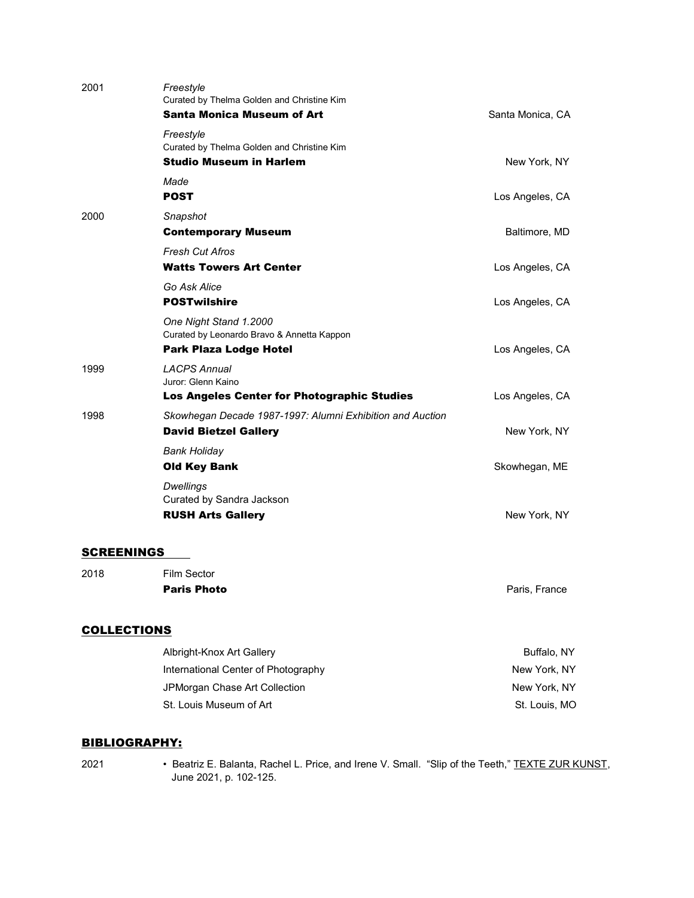| | | |
|---|---|---|
| 2001 | *Freestyle*<br>Curated by Thelma Golden and Christine Kim<br>**Santa Monica Museum of Art** | Santa Monica, CA |
| | *Freestyle*<br>Curated by Thelma Golden and Christine Kim<br>**Studio Museum in Harlem** | New York, NY |
| | *Made*<br>**POST** | Los Angeles, CA |
| 2000 | *Snapshot*<br>**Contemporary Museum** | Baltimore, MD |
| | *Fresh Cut Afros*<br>**Watts Towers Art Center** | Los Angeles, CA |
| | *Go Ask Alice*<br>**POSTwilshire** | Los Angeles, CA |
| | *One Night Stand 1.2000*<br>Curated by Leonardo Bravo & Annetta Kappon<br>**Park Plaza Lodge Hotel** | Los Angeles, CA |
| 1999 | *LACPS Annual*<br>Juror: Glenn Kaino<br>**Los Angeles Center for Photographic Studies** | Los Angeles, CA |
| 1998 | *Skowhegan Decade 1987-1997: Alumni Exhibition and Auction*<br>**David Bietzel Gallery** | New York, NY |
| | *Bank Holiday*<br>**Old Key Bank** | Skowhegan, ME |
| | *Dwellings*<br>Curated by Sandra Jackson<br>**RUSH Arts Gallery** | New York, NY |

## SCREENINGS

| | | |
|---|---|---|
| 2018 | Film Sector<br>**Paris Photo** | Paris, France |

## COLLECTIONS

| | |
|---|---|
| Albright-Knox Art Gallery | Buffalo, NY |
| International Center of Photography | New York, NY |
| JPMorgan Chase Art Collection | New York, NY |
| St. Louis Museum of Art | St. Louis, MO |

## BIBLIOGRAPHY:

2021
- Beatriz E. Balanta, Rachel L. Price, and Irene V. Small. "Slip of the Teeth," TEXTE ZUR KUNST, June 2021, p. 102-125.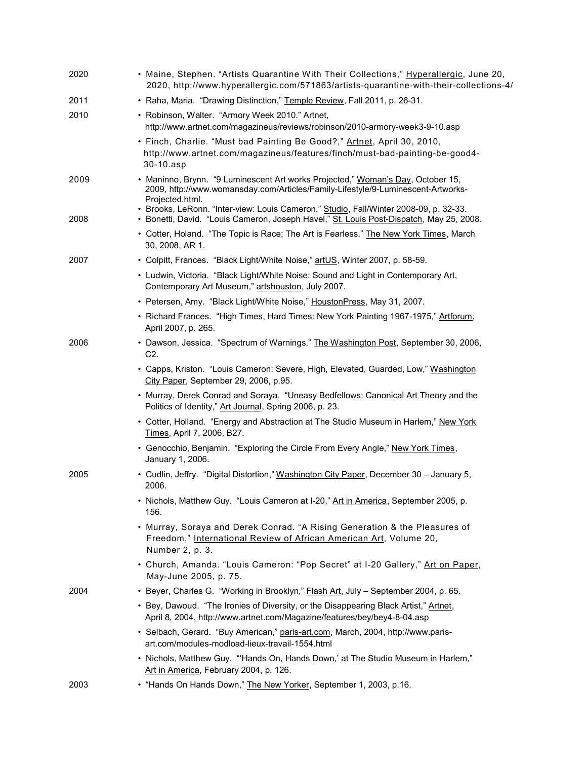2020

- Maine, Stephen. "Artists Quarantine With Their Collections," Hyperallergic, June 20, 2020, http://www.hyperallergic.com/571863/artists-quarantine-with-their-collections-4/

2011

- Raha, Maria. "Drawing Distinction," Temple Review, Fall 2011, p. 26-31.

2010

- Robinson, Walter. "Armory Week 2010." Artnet, http://www.artnet.com/magazineus/reviews/robinson/2010-armory-week3-9-10.asp
- Finch, Charlie. "Must bad Painting Be Good?," Artnet, April 30, 2010, http://www.artnet.com/magazineus/features/finch/must-bad-painting-be-good4-30-10.asp

2009

- Maninno, Brynn. "9 Luminescent Art works Projected," Woman's Day, October 15, 2009, http://www.womansday.com/Articles/Family-Lifestyle/9-Luminescent-Artworks-Projected.html.
- Brooks, LeRonn. "Inter-view: Louis Cameron," Studio, Fall/Winter 2008-09, p. 32-33.

2008

- Bonetti, David. "Louis Cameron, Joseph Havel," St. Louis Post-Dispatch, May 25, 2008.
- Cotter, Holand. "The Topic is Race; The Art is Fearless," The New York Times, March 30, 2008, AR 1.

2007

- Colpitt, Frances. "Black Light/White Noise," artUS, Winter 2007, p. 58-59.
- Ludwin, Victoria. "Black Light/White Noise: Sound and Light in Contemporary Art, Contemporary Art Museum," artshouston, July 2007.
- Petersen, Amy. "Black Light/White Noise," HoustonPress, May 31, 2007.
- Richard Frances. "High Times, Hard Times: New York Painting 1967-1975," Artforum, April 2007, p. 265.

2006

- Dawson, Jessica. "Spectrum of Warnings," The Washington Post, September 30, 2006, C2.
- Capps, Kriston. "Louis Cameron: Severe, High, Elevated, Guarded, Low," Washington City Paper, September 29, 2006, p.95.
- Murray, Derek Conrad and Soraya. "Uneasy Bedfellows: Canonical Art Theory and the Politics of Identity," Art Journal, Spring 2006, p. 23.
- Cotter, Holland. "Energy and Abstraction at The Studio Museum in Harlem," New York Times, April 7, 2006, B27.
- Genocchio, Benjamin. "Exploring the Circle From Every Angle," New York Times, January 1, 2006.

2005

- Cudlin, Jeffry. "Digital Distortion," Washington City Paper, December 30 – January 5, 2006.
- Nichols, Matthew Guy. "Louis Cameron at I-20," Art in America, September 2005, p. 156.
- Murray, Soraya and Derek Conrad. "A Rising Generation & the Pleasures of Freedom," International Review of African American Art, Volume 20, Number 2, p. 3.
- Church, Amanda. "Louis Cameron: "Pop Secret" at I-20 Gallery," Art on Paper, May-June 2005, p. 75.

2004

- Beyer, Charles G. "Working in Brooklyn," Flash Art, July – September 2004, p. 65.
- Bey, Dawoud. "The Ironies of Diversity, or the Disappearing Black Artist," Artnet, April 8, 2004, http://www.artnet.com/Magazine/features/bey/bey4-8-04.asp
- Selbach, Gerard. "Buy American," paris-art.com, March, 2004, http://www.paris-art.com/modules-modload-lieux-travail-1554.html
- Nichols, Matthew Guy. "'Hands On, Hands Down,' at The Studio Museum in Harlem," Art in America, February 2004, p. 126.

2003

- "Hands On Hands Down," The New Yorker, September 1, 2003, p.16.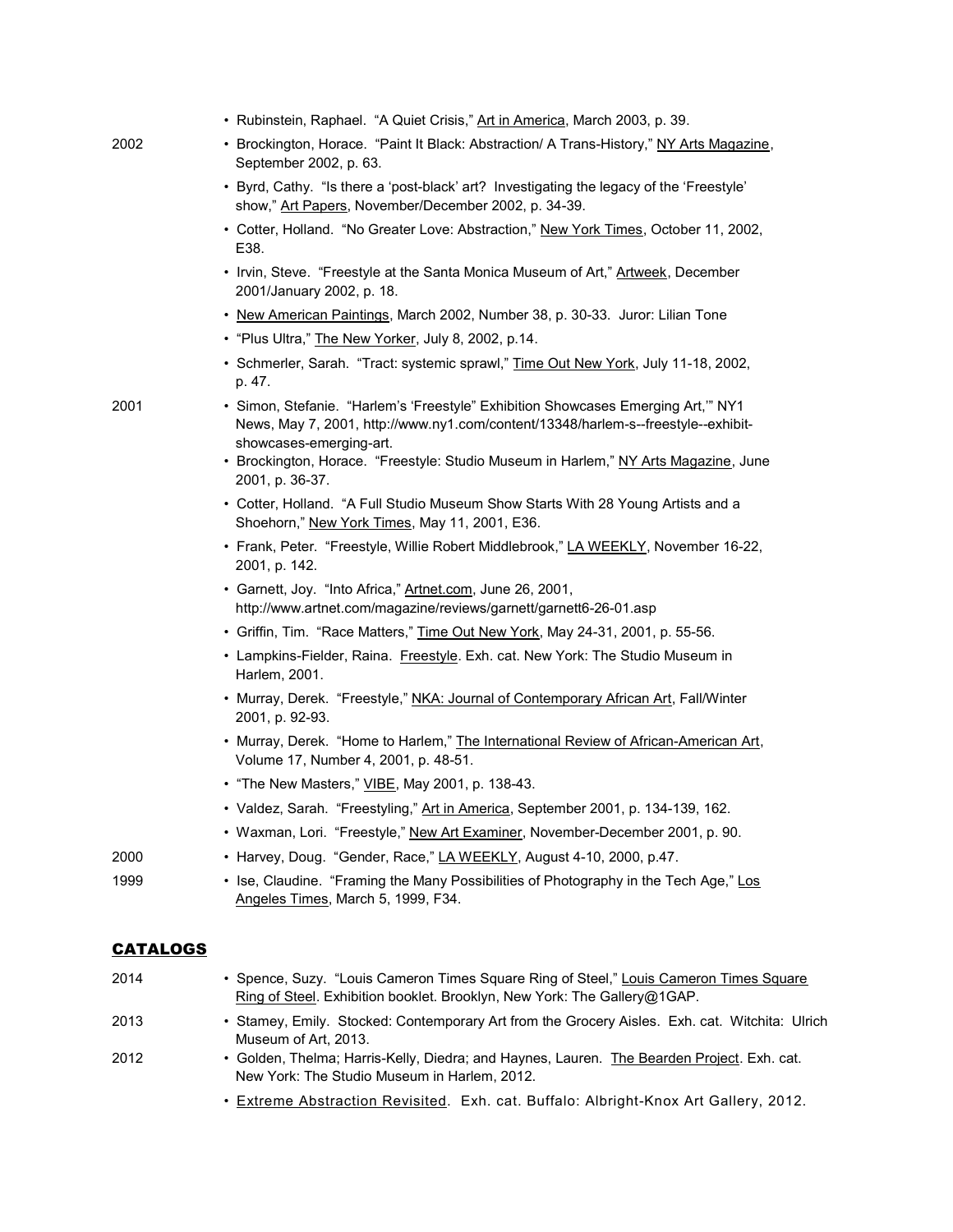- Rubinstein, Raphael. "A Quiet Crisis," Art in America, March 2003, p. 39.

2002

- Brockington, Horace. "Paint It Black: Abstraction/ A Trans-History," NY Arts Magazine, September 2002, p. 63.
- Byrd, Cathy. "Is there a 'post-black' art? Investigating the legacy of the 'Freestyle' show," Art Papers, November/December 2002, p. 34-39.
- Cotter, Holland. "No Greater Love: Abstraction," New York Times, October 11, 2002, E38.
- Irvin, Steve. "Freestyle at the Santa Monica Museum of Art," Artweek, December 2001/January 2002, p. 18.
- New American Paintings, March 2002, Number 38, p. 30-33. Juror: Lilian Tone
- "Plus Ultra," The New Yorker, July 8, 2002, p.14.
- Schmerler, Sarah. "Tract: systemic sprawl," Time Out New York, July 11-18, 2002, p. 47.

2001

- Simon, Stefanie. "Harlem's 'Freestyle" Exhibition Showcases Emerging Art,'" NY1 News, May 7, 2001, http://www.ny1.com/content/13348/harlem-s--freestyle--exhibit-showcases-emerging-art.
- Brockington, Horace. "Freestyle: Studio Museum in Harlem," NY Arts Magazine, June 2001, p. 36-37.
- Cotter, Holland. "A Full Studio Museum Show Starts With 28 Young Artists and a Shoehorn," New York Times, May 11, 2001, E36.
- Frank, Peter. "Freestyle, Willie Robert Middlebrook," LA WEEKLY, November 16-22, 2001, p. 142.
- Garnett, Joy. "Into Africa," Artnet.com, June 26, 2001, http://www.artnet.com/magazine/reviews/garnett/garnett6-26-01.asp
- Griffin, Tim. "Race Matters," Time Out New York, May 24-31, 2001, p. 55-56.
- Lampkins-Fielder, Raina. Freestyle. Exh. cat. New York: The Studio Museum in Harlem, 2001.
- Murray, Derek. "Freestyle," NKA: Journal of Contemporary African Art, Fall/Winter 2001, p. 92-93.
- Murray, Derek. "Home to Harlem," The International Review of African-American Art, Volume 17, Number 4, 2001, p. 48-51.
- "The New Masters," VIBE, May 2001, p. 138-43.
- Valdez, Sarah. "Freestyling," Art in America, September 2001, p. 134-139, 162.
- Waxman, Lori. "Freestyle," New Art Examiner, November-December 2001, p. 90.

2000

- Harvey, Doug. "Gender, Race," LA WEEKLY, August 4-10, 2000, p.47.

1999

- Ise, Claudine. "Framing the Many Possibilities of Photography in the Tech Age," Los Angeles Times, March 5, 1999, F34.

## CATALOGS

2014

- Spence, Suzy. "Louis Cameron Times Square Ring of Steel," Louis Cameron Times Square Ring of Steel. Exhibition booklet. Brooklyn, New York: The Gallery@1GAP.

2013

- Stamey, Emily. Stocked: Contemporary Art from the Grocery Aisles. Exh. cat. Witchita: Ulrich Museum of Art, 2013.

2012

- Golden, Thelma; Harris-Kelly, Diedra; and Haynes, Lauren. The Bearden Project. Exh. cat. New York: The Studio Museum in Harlem, 2012.
- Extreme Abstraction Revisited. Exh. cat. Buffalo: Albright-Knox Art Gallery, 2012.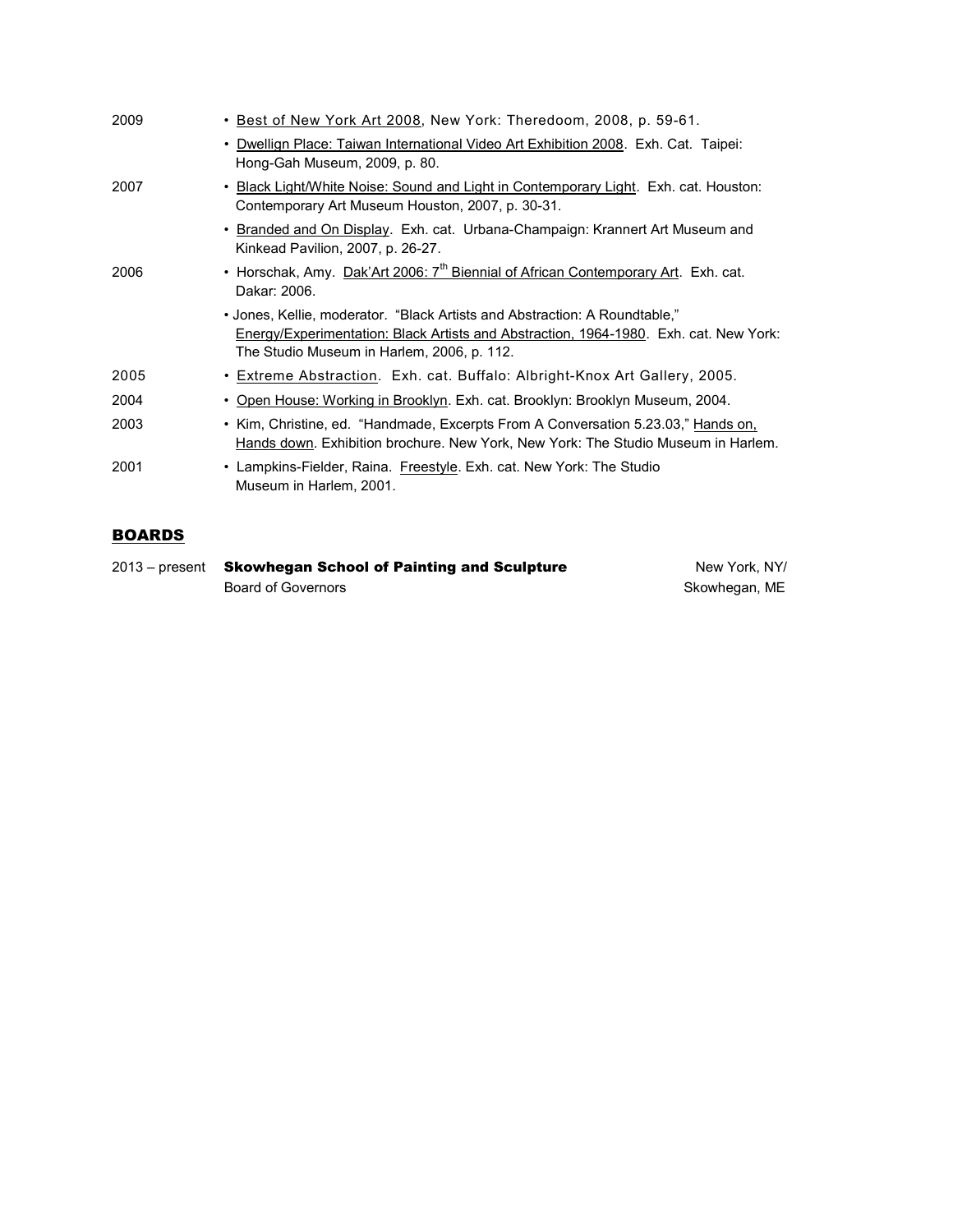| | |
|---|---|
| 2009 | • Best of New York Art 2008, New York: Theredoom, 2008, p. 59-61. |
| | • Dwellign Place: Taiwan International Video Art Exhibition 2008. Exh. Cat. Taipei: Hong-Gah Museum, 2009, p. 80. |
| 2007 | • Black Light/White Noise: Sound and Light in Contemporary Light. Exh. cat. Houston: Contemporary Art Museum Houston, 2007, p. 30-31. |
| | • Branded and On Display. Exh. cat. Urbana-Champaign: Krannert Art Museum and Kinkead Pavilion, 2007, p. 26-27. |
| 2006 | • Horschak, Amy. Dak'Art 2006: 7th Biennial of African Contemporary Art. Exh. cat. Dakar: 2006. |
| | • Jones, Kellie, moderator. "Black Artists and Abstraction: A Roundtable," Energy/Experimentation: Black Artists and Abstraction, 1964-1980. Exh. cat. New York: The Studio Museum in Harlem, 2006, p. 112. |
| 2005 | • Extreme Abstraction. Exh. cat. Buffalo: Albright-Knox Art Gallery, 2005. |
| 2004 | • Open House: Working in Brooklyn. Exh. cat. Brooklyn: Brooklyn Museum, 2004. |
| 2003 | • Kim, Christine, ed. "Handmade, Excerpts From A Conversation 5.23.03," Hands on, Hands down. Exhibition brochure. New York, New York: The Studio Museum in Harlem. |
| 2001 | • Lampkins-Fielder, Raina. Freestyle. Exh. cat. New York: The Studio Museum in Harlem, 2001. |

## BOARDS

| | | |
|---|---|---|
| 2013 – present | **Skowhegan School of Painting and Sculpture**<br>Board of Governors | New York, NY/<br>Skowhegan, ME |